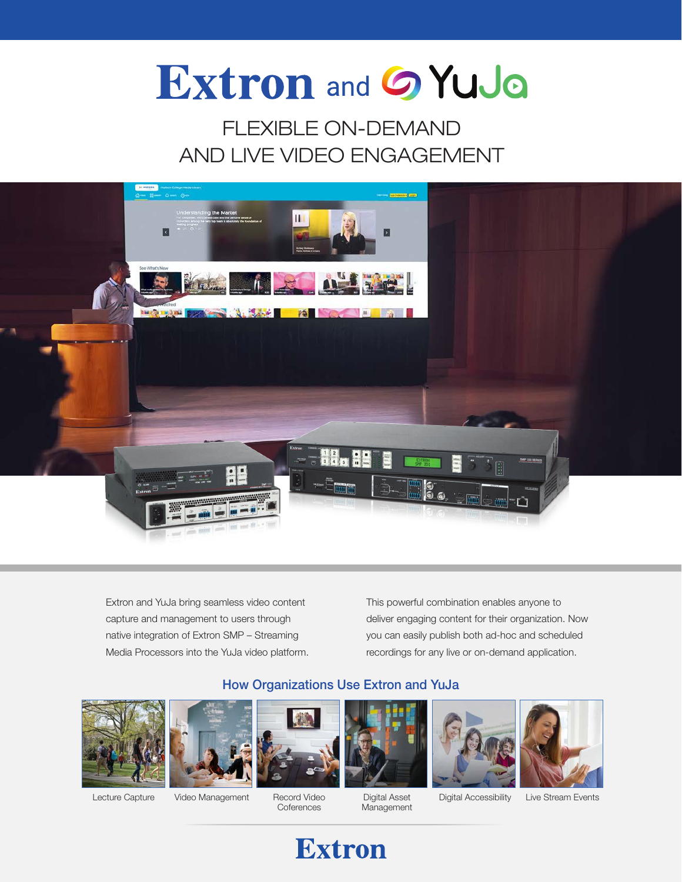# Extron and YuJa

## FLEXIBLE ON-DEMAND AND LIVE VIDEO ENGAGEMENT

Extron and YuJa bring seamless video content capture and management to users through native integration of Extron SMP – Streaming Media Processors into the YuJa video platform.

This powerful combination enables anyone to deliver engaging content for their organization. Now you can easily publish both ad-hoc and scheduled recordings for any live or on-demand application.

### How Organizations Use Extron and YuJa

Lecture Capture

Video Management

Record Video Coferences

Digital Asset Management

Digital Accessibility

Live Stream Events

Extron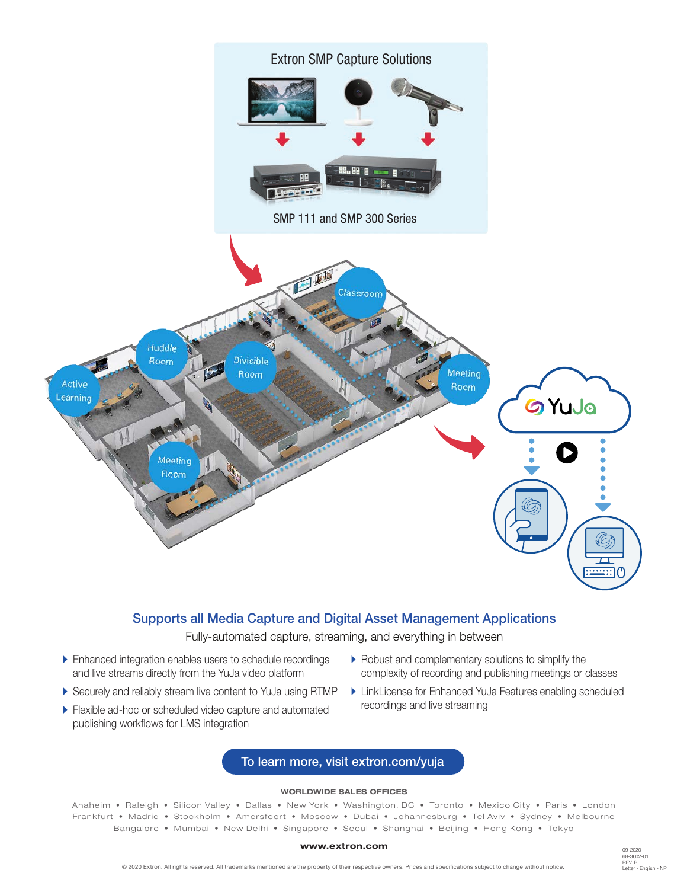Extron SMP Capture Solutions

SMP 111 and SMP 300 Series

Classroom

Huddle Room

Divisible Room

Active Learning

Meeting Room

Meeting Room

YuJa

## Supports all Media Capture and Digital Asset Management Applications

Fully-automated capture, streaming, and everything in between

- Enhanced integration enables users to schedule recordings and live streams directly from the YuJa video platform
- Securely and reliably stream live content to YuJa using RTMP
- Flexible ad-hoc or scheduled video capture and automated publishing workflows for LMS integration
- Robust and complementary solutions to simplify the complexity of recording and publishing meetings or classes
- LinkLicense for Enhanced YuJa Features enabling scheduled recordings and live streaming

**To learn more, visit extron.com/yuja**

**WORLDWIDE SALES OFFICES**

Anaheim • Raleigh • Silicon Valley • Dallas • New York • Washington, DC • Toronto • Mexico City • Paris • London
Frankfurt • Madrid • Stockholm • Amersfoort • Moscow • Dubai • Johannesburg • Tel Aviv • Sydney • Melbourne
Bangalore • Mumbai • New Delhi • Singapore • Seoul • Shanghai • Beijing • Hong Kong • Tokyo

**www.extron.com**

© 2020 Extron. All rights reserved. All trademarks mentioned are the property of their respective owners. Prices and specifications subject to change without notice.

09-2020
68-3602-01
REV. B
Letter - English - NP